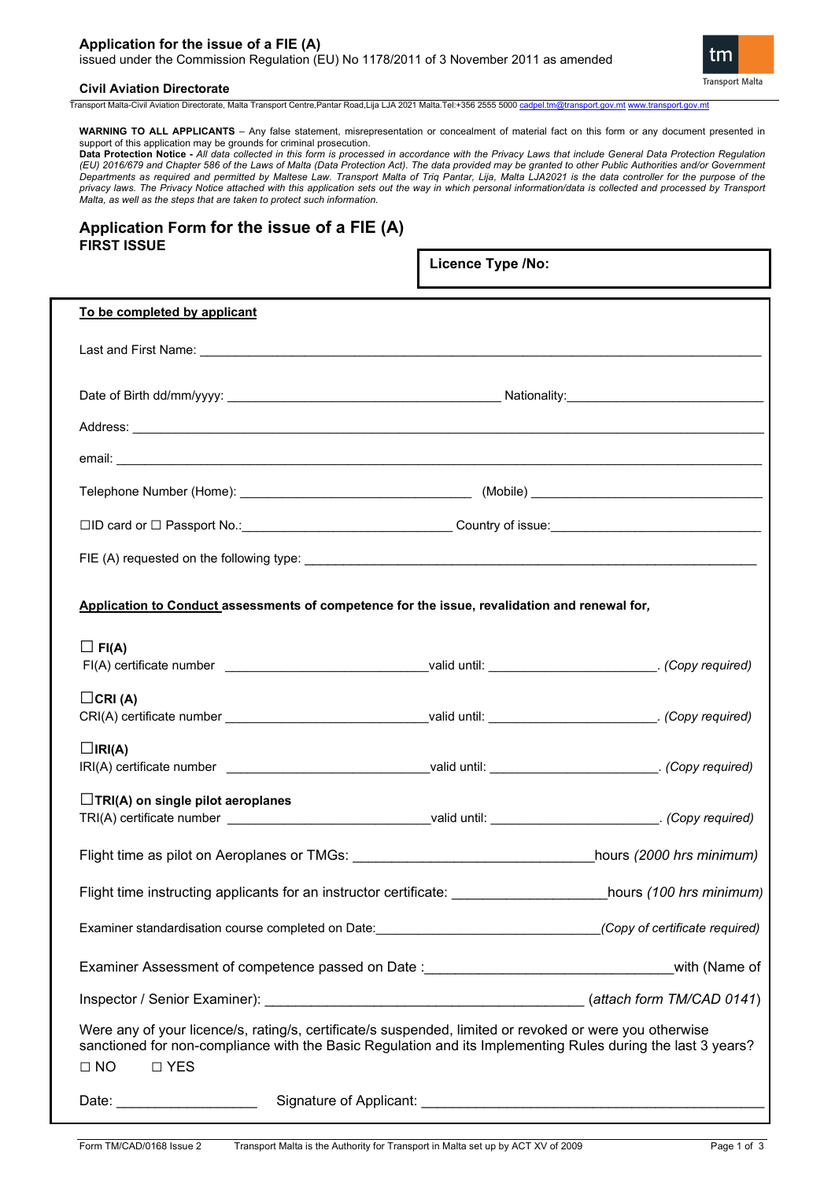**Application for the issue of a FIE (A)**
issued under the Commission Regulation (EU) No 1178/2011 of 3 November 2011 as amended

**Civil Aviation Directorate**

Transport Malta-Civil Aviation Directorate, Malta Transport Centre,Pantar Road,Lija LJA 2021 Malta.Tel:+356 2555 5000 cadpel.tm@transport.gov.mt www.transport.gov.mt

**WARNING TO ALL APPLICANTS** – Any false statement, misrepresentation or concealment of material fact on this form or any document presented in support of this application may be grounds for criminal prosecution.
**Data Protection Notice -** *All data collected in this form is processed in accordance with the Privacy Laws that include General Data Protection Regulation (EU) 2016/679 and Chapter 586 of the Laws of Malta (Data Protection Act). The data provided may be granted to other Public Authorities and/or Government Departments as required and permitted by Maltese Law. Transport Malta of Triq Pantar, Lija, Malta LJA2021 is the data controller for the purpose of the privacy laws. The Privacy Notice attached with this application sets out the way in which personal information/data is collected and processed by Transport Malta, as well as the steps that are taken to protect such information.*

## Application Form for the issue of a FIE (A)
**FIRST ISSUE**

**Licence Type /No:**

**To be completed by applicant**

Last and First Name: ____________________________________________

Date of Birth dd/mm/yyyy: ______________________ Nationality: ______________________

Address: ____________________________________________

email: ____________________________________________

Telephone Number (Home): ______________________ (Mobile) ______________________

☐ID card or ☐ Passport No.: ______________________ Country of issue: ______________________

FIE (A) requested on the following type: ____________________________________________

**Application to Conduct assessments of competence for the issue, revalidation and renewal for,**

☐ **FI(A)**
FI(A) certificate number ______________________ valid until: ______________________. *(Copy required)*

☐**CRI (A)**
CRI(A) certificate number ______________________ valid until: ______________________. *(Copy required)*

☐**IRI(A)**
IRI(A) certificate number ______________________ valid until: ______________________. *(Copy required)*

☐**TRI(A) on single pilot aeroplanes**
TRI(A) certificate number ______________________ valid until: ______________________. *(Copy required)*

Flight time as pilot on Aeroplanes or TMGs: ______________________ hours *(2000 hrs minimum)*

Flight time instructing applicants for an instructor certificate: ______________________ hours *(100 hrs minimum)*

Examiner standardisation course completed on Date: ______________________ *(Copy of certificate required)*

Examiner Assessment of competence passed on Date : ______________________ with (Name of Inspector / Senior Examiner): ______________________ (*attach form TM/CAD 0141*)

Were any of your licence/s, rating/s, certificate/s suspended, limited or revoked or were you otherwise sanctioned for non-compliance with the Basic Regulation and its Implementing Rules during the last 3 years?

☐ NO ☐ YES

Date: ______________ Signature of Applicant: ______________________

Form TM/CAD/0168 Issue 2 Transport Malta is the Authority for Transport in Malta set up by ACT XV of 2009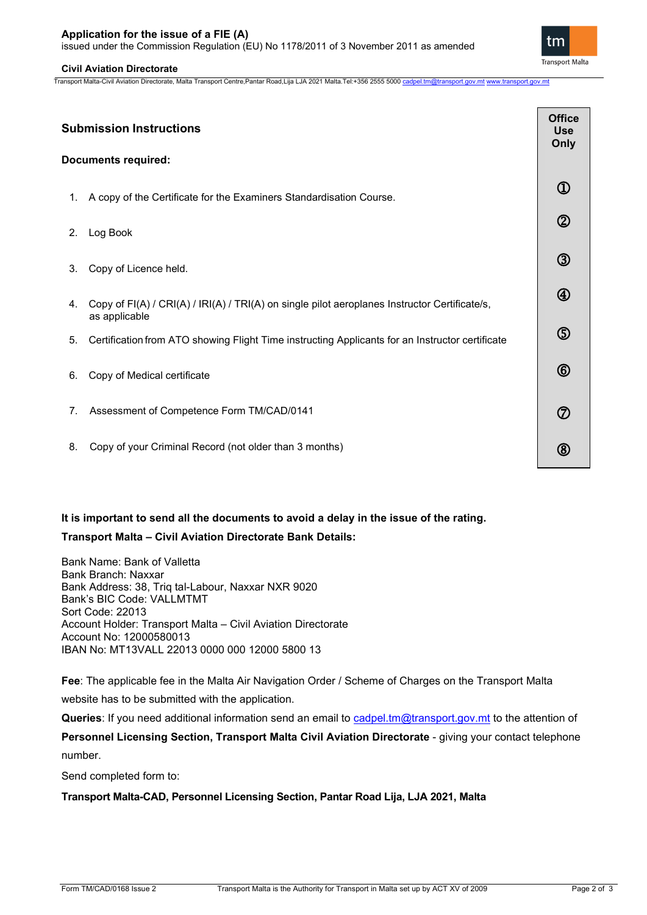## Submission Instructions

**Documents required:**

| | Office Use Only |
|---|---|
| 1. A copy of the Certificate for the Examiners Standardisation Course. | ① |
| 2. Log Book | ② |
| 3. Copy of Licence held. | ③ |
| 4. Copy of FI(A) / CRI(A) / IRI(A) / TRI(A) on single pilot aeroplanes Instructor Certificate/s, as applicable | ④ |
| 5. Certification from ATO showing Flight Time instructing Applicants for an Instructor certificate | ⑤ |
| 6. Copy of Medical certificate | ⑥ |
| 7. Assessment of Competence Form TM/CAD/0141 | ⑦ |
| 8. Copy of your Criminal Record (not older than 3 months) | ⑧ |

**It is important to send all the documents to avoid a delay in the issue of the rating.**

**Transport Malta – Civil Aviation Directorate Bank Details:**

Bank Name: Bank of Valletta
Bank Branch: Naxxar
Bank Address: 38, Triq tal-Labour, Naxxar NXR 9020
Bank's BIC Code: VALLMTMT
Sort Code: 22013
Account Holder: Transport Malta – Civil Aviation Directorate
Account No: 12000580013
IBAN No: MT13VALL 22013 0000 000 12000 5800 13

**Fee**: The applicable fee in the Malta Air Navigation Order / Scheme of Charges on the Transport Malta website has to be submitted with the application.

**Queries**: If you need additional information send an email to cadpel.tm@transport.gov.mt to the attention of **Personnel Licensing Section, Transport Malta Civil Aviation Directorate** - giving your contact telephone number.

Send completed form to:

**Transport Malta-CAD, Personnel Licensing Section, Pantar Road Lija, LJA 2021, Malta**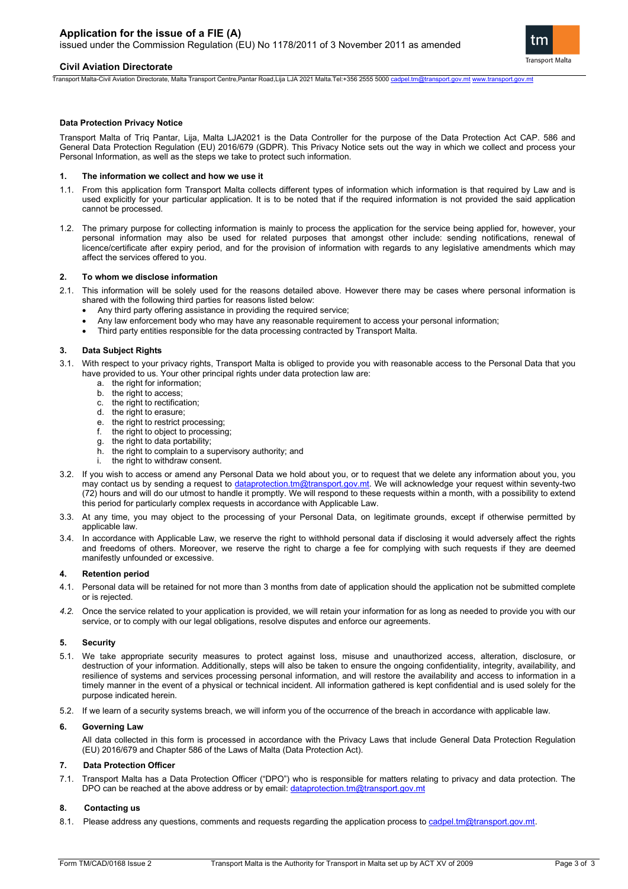## Data Protection Privacy Notice

Transport Malta of Triq Pantar, Lija, Malta LJA2021 is the Data Controller for the purpose of the Data Protection Act CAP. 586 and General Data Protection Regulation (EU) 2016/679 (GDPR). This Privacy Notice sets out the way in which we collect and process your Personal Information, as well as the steps we take to protect such information.

### 1. The information we collect and how we use it

1.1. From this application form Transport Malta collects different types of information which information is that required by Law and is used explicitly for your particular application. It is to be noted that if the required information is not provided the said application cannot be processed.

1.2. The primary purpose for collecting information is mainly to process the application for the service being applied for, however, your personal information may also be used for related purposes that amongst other include: sending notifications, renewal of licence/certificate after expiry period, and for the provision of information with regards to any legislative amendments which may affect the services offered to you.

### 2. To whom we disclose information

2.1. This information will be solely used for the reasons detailed above. However there may be cases where personal information is shared with the following third parties for reasons listed below:

- Any third party offering assistance in providing the required service;
- Any law enforcement body who may have any reasonable requirement to access your personal information;
- Third party entities responsible for the data processing contracted by Transport Malta.

### 3. Data Subject Rights

3.1. With respect to your privacy rights, Transport Malta is obliged to provide you with reasonable access to the Personal Data that you have provided to us. Your other principal rights under data protection law are:

a. the right for information;
b. the right to access;
c. the right to rectification;
d. the right to erasure;
e. the right to restrict processing;
f. the right to object to processing;
g. the right to data portability;
h. the right to complain to a supervisory authority; and
i. the right to withdraw consent.

3.2. If you wish to access or amend any Personal Data we hold about you, or to request that we delete any information about you, you may contact us by sending a request to dataprotection.tm@transport.gov.mt. We will acknowledge your request within seventy-two (72) hours and will do our utmost to handle it promptly. We will respond to these requests within a month, with a possibility to extend this period for particularly complex requests in accordance with Applicable Law.

3.3. At any time, you may object to the processing of your Personal Data, on legitimate grounds, except if otherwise permitted by applicable law.

3.4. In accordance with Applicable Law, we reserve the right to withhold personal data if disclosing it would adversely affect the rights and freedoms of others. Moreover, we reserve the right to charge a fee for complying with such requests if they are deemed manifestly unfounded or excessive.

### 4. Retention period

4.1. Personal data will be retained for not more than 3 months from date of application should the application not be submitted complete or is rejected.

*4.2.* Once the service related to your application is provided, we will retain your information for as long as needed to provide you with our service, or to comply with our legal obligations, resolve disputes and enforce our agreements.

### 5. Security

5.1. We take appropriate security measures to protect against loss, misuse and unauthorized access, alteration, disclosure, or destruction of your information. Additionally, steps will also be taken to ensure the ongoing confidentiality, integrity, availability, and resilience of systems and services processing personal information, and will restore the availability and access to information in a timely manner in the event of a physical or technical incident. All information gathered is kept confidential and is used solely for the purpose indicated herein.

5.2. If we learn of a security systems breach, we will inform you of the occurrence of the breach in accordance with applicable law.

### 6. Governing Law

All data collected in this form is processed in accordance with the Privacy Laws that include General Data Protection Regulation (EU) 2016/679 and Chapter 586 of the Laws of Malta (Data Protection Act).

### 7. Data Protection Officer

7.1. Transport Malta has a Data Protection Officer ("DPO") who is responsible for matters relating to privacy and data protection. The DPO can be reached at the above address or by email: dataprotection.tm@transport.gov.mt

### 8. Contacting us

8.1. Please address any questions, comments and requests regarding the application process to cadpel.tm@transport.gov.mt.